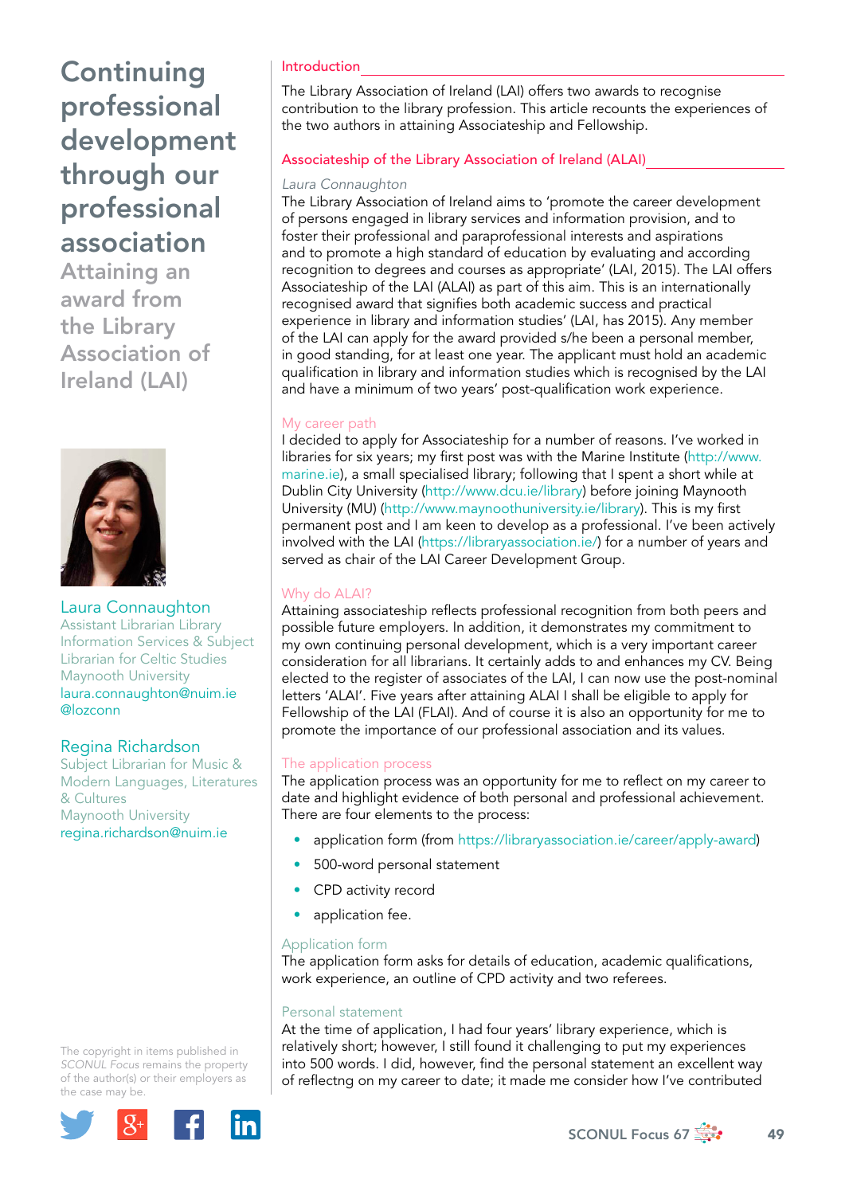# Continuing professional development through our professional association

## Attaining an award from the Library Association of Ireland (LAI)

**Laura Connaughton**
Assistant Librarian Library Information Services & Subject Librarian for Celtic Studies
Maynooth University
laura.connaughton@nuim.ie
@lozconn

**Regina Richardson**
Subject Librarian for Music & Modern Languages, Literatures & Cultures
Maynooth University
regina.richardson@nuim.ie

The copyright in items published in *SCONUL Focus* remains the property of the author(s) or their employers as the case may be.

### Introduction

The Library Association of Ireland (LAI) offers two awards to recognise contribution to the library profession. This article recounts the experiences of the two authors in attaining Associateship and Fellowship.

### Associateship of the Library Association of Ireland (ALAI)

*Laura Connaughton*

The Library Association of Ireland aims to 'promote the career development of persons engaged in library services and information provision, and to foster their professional and paraprofessional interests and aspirations and to promote a high standard of education by evaluating and according recognition to degrees and courses as appropriate' (LAI, 2015). The LAI offers Associateship of the LAI (ALAI) as part of this aim. This is an internationally recognised award that signifies both academic success and practical experience in library and information studies' (LAI, has 2015). Any member of the LAI can apply for the award provided s/he been a personal member, in good standing, for at least one year. The applicant must hold an academic qualification in library and information studies which is recognised by the LAI and have a minimum of two years' post-qualification work experience.

#### My career path

I decided to apply for Associateship for a number of reasons. I've worked in libraries for six years; my first post was with the Marine Institute (http://www.marine.ie), a small specialised library; following that I spent a short while at Dublin City University (http://www.dcu.ie/library) before joining Maynooth University (MU) (http://www.maynoothuniversity.ie/library). This is my first permanent post and I am keen to develop as a professional. I've been actively involved with the LAI (https://libraryassociation.ie/) for a number of years and served as chair of the LAI Career Development Group.

#### Why do ALAI?

Attaining associateship reflects professional recognition from both peers and possible future employers. In addition, it demonstrates my commitment to my own continuing personal development, which is a very important career consideration for all librarians. It certainly adds to and enhances my CV. Being elected to the register of associates of the LAI, I can now use the post-nominal letters 'ALAI'. Five years after attaining ALAI I shall be eligible to apply for Fellowship of the LAI (FLAI). And of course it is also an opportunity for me to promote the importance of our professional association and its values.

#### The application process

The application process was an opportunity for me to reflect on my career to date and highlight evidence of both personal and professional achievement. There are four elements to the process:

- application form (from https://libraryassociation.ie/career/apply-award)
- 500-word personal statement
- CPD activity record
- application fee.

#### Application form

The application form asks for details of education, academic qualifications, work experience, an outline of CPD activity and two referees.

#### Personal statement

At the time of application, I had four years' library experience, which is relatively short; however, I still found it challenging to put my experiences into 500 words. I did, however, find the personal statement an excellent way of reflectng on my career to date; it made me consider how I've contributed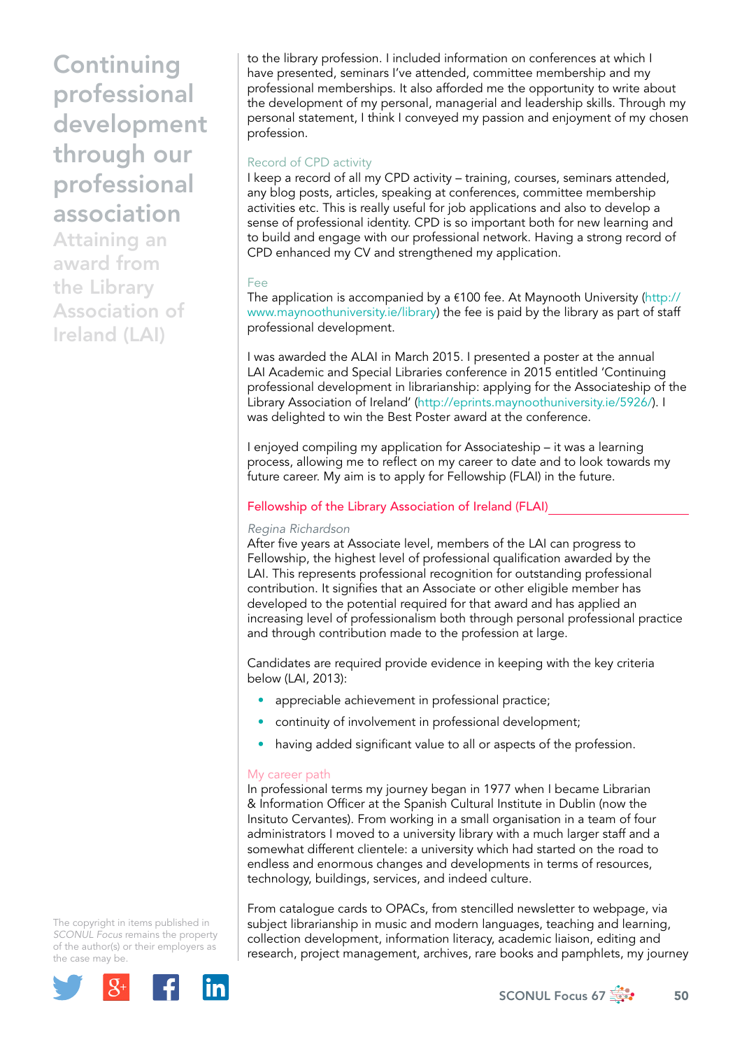to the library profession. I included information on conferences at which I have presented, seminars I've attended, committee membership and my professional memberships. It also afforded me the opportunity to write about the development of my personal, managerial and leadership skills. Through my personal statement, I think I conveyed my passion and enjoyment of my chosen profession.

### Record of CPD activity

I keep a record of all my CPD activity – training, courses, seminars attended, any blog posts, articles, speaking at conferences, committee membership activities etc. This is really useful for job applications and also to develop a sense of professional identity. CPD is so important both for new learning and to build and engage with our professional network. Having a strong record of CPD enhanced my CV and strengthened my application.

### Fee

The application is accompanied by a €100 fee. At Maynooth University (http://www.maynoothuniversity.ie/library) the fee is paid by the library as part of staff professional development.

I was awarded the ALAI in March 2015. I presented a poster at the annual LAI Academic and Special Libraries conference in 2015 entitled 'Continuing professional development in librarianship: applying for the Associateship of the Library Association of Ireland' (http://eprints.maynoothuniversity.ie/5926/). I was delighted to win the Best Poster award at the conference.

I enjoyed compiling my application for Associateship – it was a learning process, allowing me to reflect on my career to date and to look towards my future career. My aim is to apply for Fellowship (FLAI) in the future.

## Fellowship of the Library Association of Ireland (FLAI)

*Regina Richardson*

After five years at Associate level, members of the LAI can progress to Fellowship, the highest level of professional qualification awarded by the LAI. This represents professional recognition for outstanding professional contribution. It signifies that an Associate or other eligible member has developed to the potential required for that award and has applied an increasing level of professionalism both through personal professional practice and through contribution made to the profession at large.

Candidates are required provide evidence in keeping with the key criteria below (LAI, 2013):

- appreciable achievement in professional practice;
- continuity of involvement in professional development;
- having added significant value to all or aspects of the profession.

### My career path

In professional terms my journey began in 1977 when I became Librarian & Information Officer at the Spanish Cultural Institute in Dublin (now the Insituto Cervantes). From working in a small organisation in a team of four administrators I moved to a university library with a much larger staff and a somewhat different clientele: a university which had started on the road to endless and enormous changes and developments in terms of resources, technology, buildings, services, and indeed culture.

From catalogue cards to OPACs, from stencilled newsletter to webpage, via subject librarianship in music and modern languages, teaching and learning, collection development, information literacy, academic liaison, editing and research, project management, archives, rare books and pamphlets, my journey

The copyright in items published in *SCONUL Focus* remains the property of the author(s) or their employers as the case may be.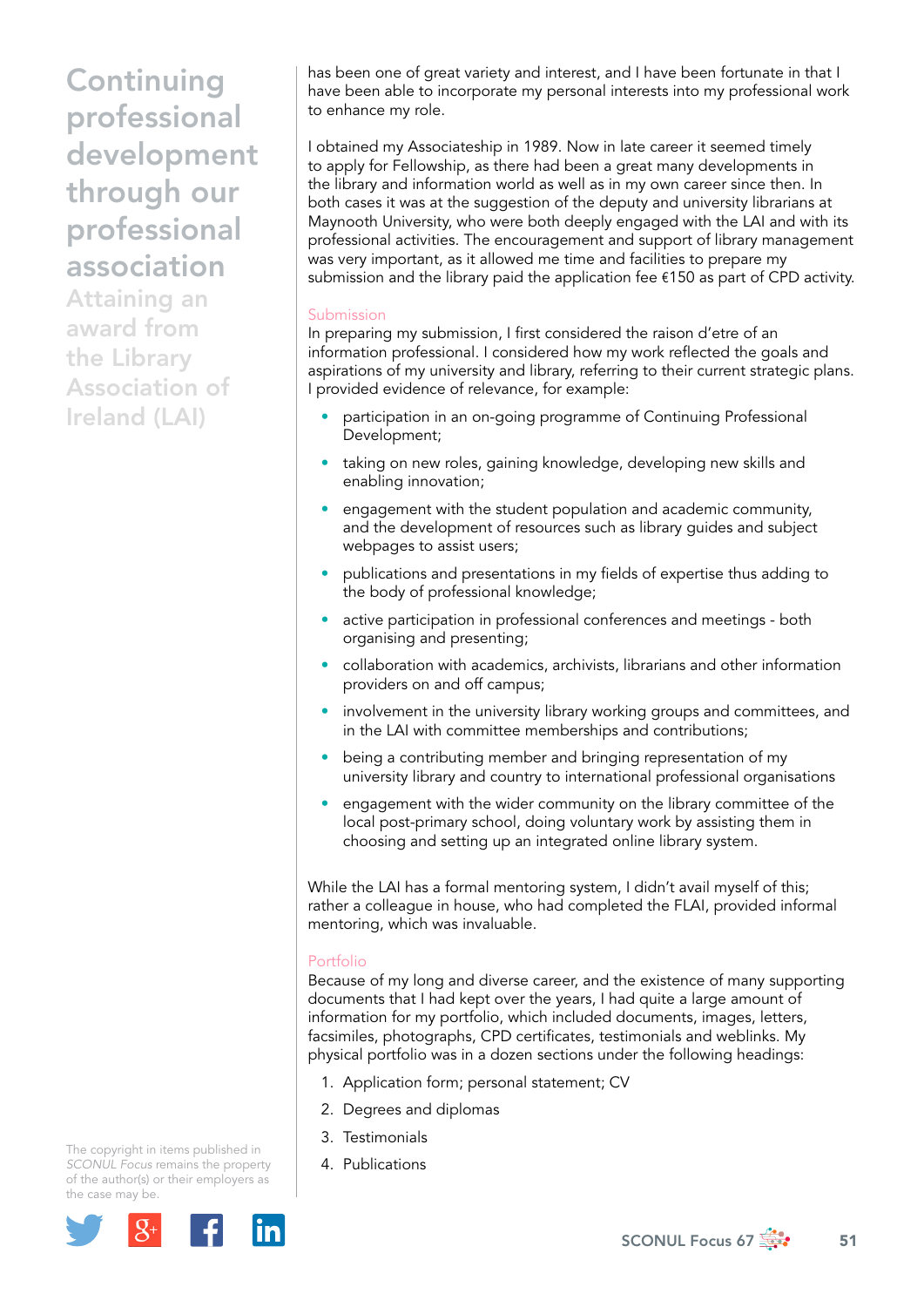# Continuing professional development through our professional association

## Attaining an award from the Library Association of Ireland (LAI)

has been one of great variety and interest, and I have been fortunate in that I have been able to incorporate my personal interests into my professional work to enhance my role.

I obtained my Associateship in 1989. Now in late career it seemed timely to apply for Fellowship, as there had been a great many developments in the library and information world as well as in my own career since then. In both cases it was at the suggestion of the deputy and university librarians at Maynooth University, who were both deeply engaged with the LAI and with its professional activities. The encouragement and support of library management was very important, as it allowed me time and facilities to prepare my submission and the library paid the application fee €150 as part of CPD activity.

### Submission

In preparing my submission, I first considered the raison d'etre of an information professional. I considered how my work reflected the goals and aspirations of my university and library, referring to their current strategic plans. I provided evidence of relevance, for example:

- participation in an on-going programme of Continuing Professional Development;
- taking on new roles, gaining knowledge, developing new skills and enabling innovation;
- engagement with the student population and academic community, and the development of resources such as library guides and subject webpages to assist users;
- publications and presentations in my fields of expertise thus adding to the body of professional knowledge;
- active participation in professional conferences and meetings - both organising and presenting;
- collaboration with academics, archivists, librarians and other information providers on and off campus;
- involvement in the university library working groups and committees, and in the LAI with committee memberships and contributions;
- being a contributing member and bringing representation of my university library and country to international professional organisations
- engagement with the wider community on the library committee of the local post-primary school, doing voluntary work by assisting them in choosing and setting up an integrated online library system.

While the LAI has a formal mentoring system, I didn't avail myself of this; rather a colleague in house, who had completed the FLAI, provided informal mentoring, which was invaluable.

### Portfolio

Because of my long and diverse career, and the existence of many supporting documents that I had kept over the years, I had quite a large amount of information for my portfolio, which included documents, images, letters, facsimiles, photographs, CPD certificates, testimonials and weblinks. My physical portfolio was in a dozen sections under the following headings:

1. Application form; personal statement; CV
2. Degrees and diplomas
3. Testimonials
4. Publications

The copyright in items published in *SCONUL Focus* remains the property of the author(s) or their employers as the case may be.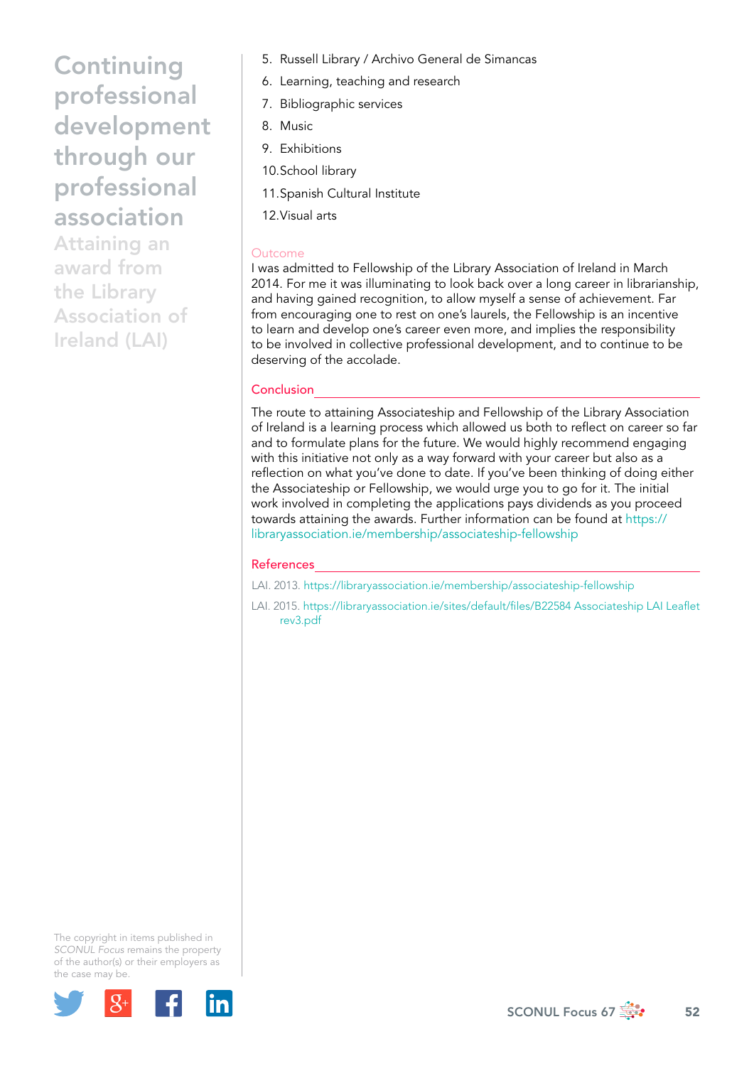5. Russell Library / Archivo General de Simancas
6. Learning, teaching and research
7. Bibliographic services
8. Music
9. Exhibitions
10. School library
11. Spanish Cultural Institute
12. Visual arts

### Outcome

I was admitted to Fellowship of the Library Association of Ireland in March 2014. For me it was illuminating to look back over a long career in librarianship, and having gained recognition, to allow myself a sense of achievement. Far from encouraging one to rest on one's laurels, the Fellowship is an incentive to learn and develop one's career even more, and implies the responsibility to be involved in collective professional development, and to continue to be deserving of the accolade.

## Conclusion

The route to attaining Associateship and Fellowship of the Library Association of Ireland is a learning process which allowed us both to reflect on career so far and to formulate plans for the future. We would highly recommend engaging with this initiative not only as a way forward with your career but also as a reflection on what you've done to date. If you've been thinking of doing either the Associateship or Fellowship, we would urge you to go for it. The initial work involved in completing the applications pays dividends as you proceed towards attaining the awards. Further information can be found at https://libraryassociation.ie/membership/associateship-fellowship

## References

LAI. 2013. https://libraryassociation.ie/membership/associateship-fellowship

LAI. 2015. https://libraryassociation.ie/sites/default/files/B22584 Associateship LAI Leaflet rev3.pdf

The copyright in items published in *SCONUL Focus* remains the property of the author(s) or their employers as the case may be.